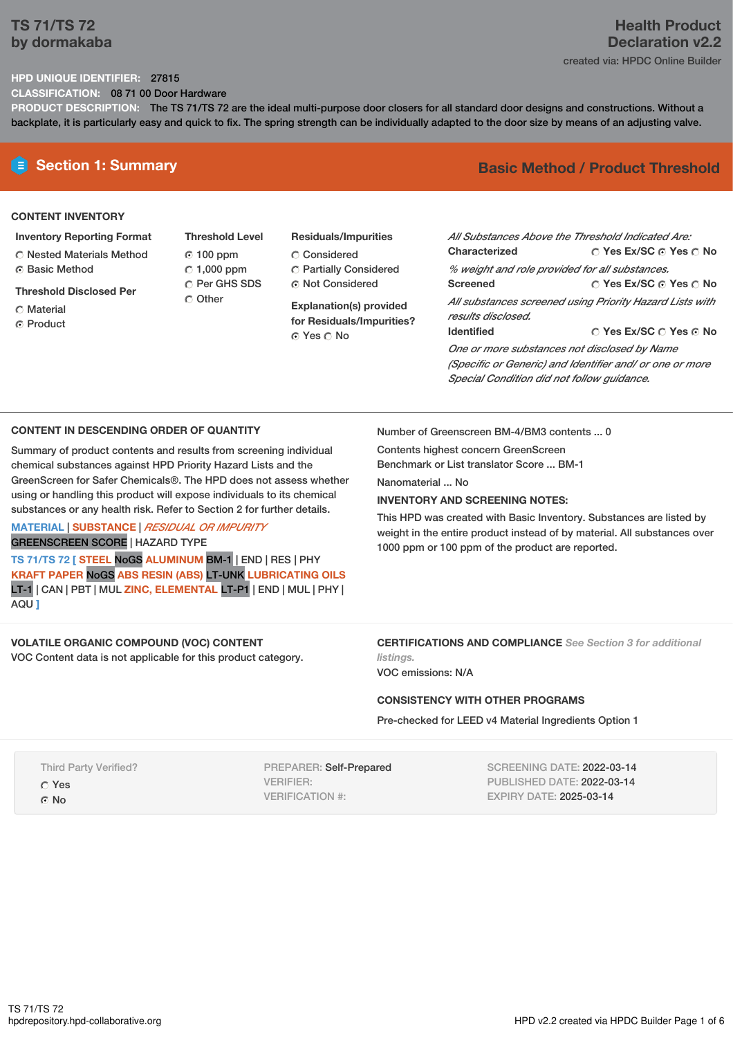# TS 71/TS 72
by dormakaba

**Health Product Declaration v2.2**
created via: HPDC Online Builder

**HPD UNIQUE IDENTIFIER:** 27815
**CLASSIFICATION:** 08 71 00 Door Hardware
**PRODUCT DESCRIPTION:** The TS 71/TS 72 are the ideal multi-purpose door closers for all standard door designs and constructions. Without a backplate, it is particularly easy and quick to fix. The spring strength can be individually adapted to the door size by means of an adjusting valve.

## Section 1: Summary

**Basic Method / Product Threshold**

### CONTENT INVENTORY

**Inventory Reporting Format**
- ○ Nested Materials Method
- ● Basic Method

**Threshold Disclosed Per**
- ○ Material
- ● Product

**Threshold Level**
- ● 100 ppm
- ○ 1,000 ppm
- ○ Per GHS SDS
- ○ Other

**Residuals/Impurities**
- ○ Considered
- ○ Partially Considered
- ● Not Considered

**Explanation(s) provided for Residuals/Impurities?**
● Yes ○ No

*All Substances Above the Threshold Indicated Are:*

**Characterized** ○ Yes Ex/SC ● Yes ○ No
*% weight and role provided for all substances.*

**Screened** ○ Yes Ex/SC ● Yes ○ No
*All substances screened using Priority Hazard Lists with results disclosed.*

**Identified** ○ Yes Ex/SC ○ Yes ● No
*One or more substances not disclosed by Name (Specific or Generic) and Identifier and/ or one or more Special Condition did not follow guidance.*

### CONTENT IN DESCENDING ORDER OF QUANTITY

Summary of product contents and results from screening individual chemical substances against HPD Priority Hazard Lists and the GreenScreen for Safer Chemicals®. The HPD does not assess whether using or handling this product will expose individuals to its chemical substances or any health risk. Refer to Section 2 for further details.

MATERIAL | SUBSTANCE | *RESIDUAL OR IMPURITY*
GREENSCREEN SCORE | HAZARD TYPE

TS 71/TS 72 [ STEEL NoGS ALUMINUM BM-1 | END | RES | PHY KRAFT PAPER NoGS ABS RESIN (ABS) LT-UNK LUBRICATING OILS LT-1 | CAN | PBT | MUL ZINC, ELEMENTAL LT-P1 | END | MUL | PHY | AQU ]

Number of Greenscreen BM-4/BM3 contents ... 0

Contents highest concern GreenScreen Benchmark or List translator Score ... BM-1

Nanomaterial ... No

**INVENTORY AND SCREENING NOTES:**

This HPD was created with Basic Inventory. Substances are listed by weight in the entire product instead of by material. All substances over 1000 ppm or 100 ppm of the product are reported.

### VOLATILE ORGANIC COMPOUND (VOC) CONTENT

VOC Content data is not applicable for this product category.

### CERTIFICATIONS AND COMPLIANCE *See Section 3 for additional listings.*

VOC emissions: N/A

### CONSISTENCY WITH OTHER PROGRAMS

Pre-checked for LEED v4 Material Ingredients Option 1

Third Party Verified?
- ○ Yes
- ● No

PREPARER: Self-Prepared
VERIFIER:
VERIFICATION #:

SCREENING DATE: 2022-03-14
PUBLISHED DATE: 2022-03-14
EXPIRY DATE: 2025-03-14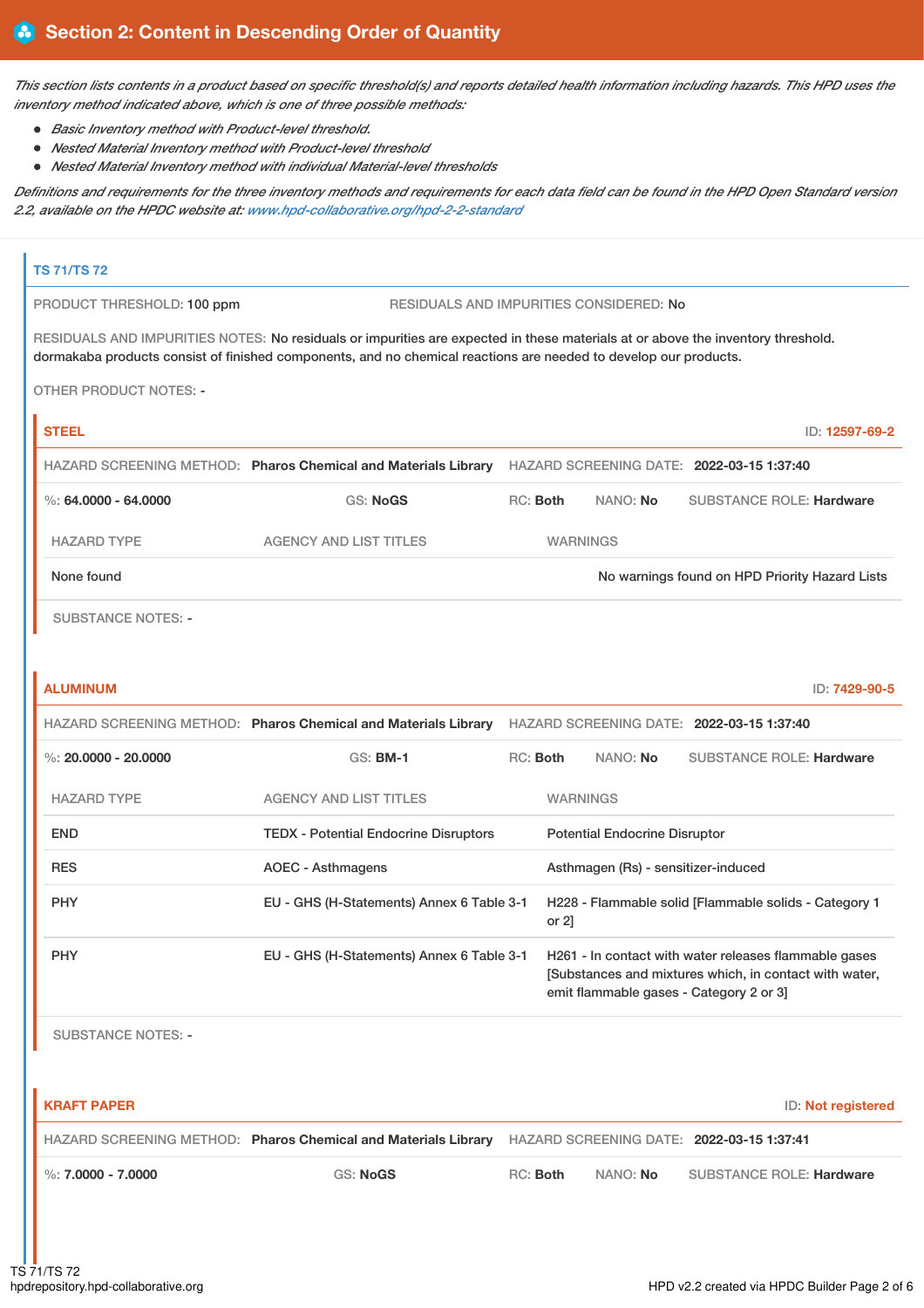## Section 2: Content in Descending Order of Quantity

*This section lists contents in a product based on specific threshold(s) and reports detailed health information including hazards. This HPD uses the inventory method indicated above, which is one of three possible methods:*

- *Basic Inventory method with Product-level threshold.*
- *Nested Material Inventory method with Product-level threshold*
- *Nested Material Inventory method with individual Material-level thresholds*

*Definitions and requirements for the three inventory methods and requirements for each data field can be found in the HPD Open Standard version 2.2, available on the HPDC website at: www.hpd-collaborative.org/hpd-2-2-standard*

### TS 71/TS 72

PRODUCT THRESHOLD: 100 ppm

RESIDUALS AND IMPURITIES CONSIDERED: No

RESIDUALS AND IMPURITIES NOTES: No residuals or impurities are expected in these materials at or above the inventory threshold. dormakaba products consist of finished components, and no chemical reactions are needed to develop our products.

OTHER PRODUCT NOTES: -

#### STEEL

ID: 12597-69-2

HAZARD SCREENING METHOD: **Pharos Chemical and Materials Library** HAZARD SCREENING DATE: **2022-03-15 1:37:40**

%: **64.0000 - 64.0000** GS: **NoGS** RC: **Both** NANO: **No** SUBSTANCE ROLE: **Hardware**

| HAZARD TYPE | AGENCY AND LIST TITLES | WARNINGS |
|---|---|---|
| None found | | No warnings found on HPD Priority Hazard Lists |

SUBSTANCE NOTES: -

#### ALUMINUM

ID: 7429-90-5

HAZARD SCREENING METHOD: **Pharos Chemical and Materials Library** HAZARD SCREENING DATE: **2022-03-15 1:37:40**

%: **20.0000 - 20.0000** GS: **BM-1** RC: **Both** NANO: **No** SUBSTANCE ROLE: **Hardware**

| HAZARD TYPE | AGENCY AND LIST TITLES | WARNINGS |
|---|---|---|
| END | TEDX - Potential Endocrine Disruptors | Potential Endocrine Disruptor |
| RES | AOEC - Asthmagens | Asthmagen (Rs) - sensitizer-induced |
| PHY | EU - GHS (H-Statements) Annex 6 Table 3-1 | H228 - Flammable solid [Flammable solids - Category 1 or 2] |
| PHY | EU - GHS (H-Statements) Annex 6 Table 3-1 | H261 - In contact with water releases flammable gases [Substances and mixtures which, in contact with water, emit flammable gases - Category 2 or 3] |

SUBSTANCE NOTES: -

#### KRAFT PAPER

ID: Not registered

HAZARD SCREENING METHOD: **Pharos Chemical and Materials Library** HAZARD SCREENING DATE: **2022-03-15 1:37:41**

%: **7.0000 - 7.0000** GS: **NoGS** RC: **Both** NANO: **No** SUBSTANCE ROLE: **Hardware**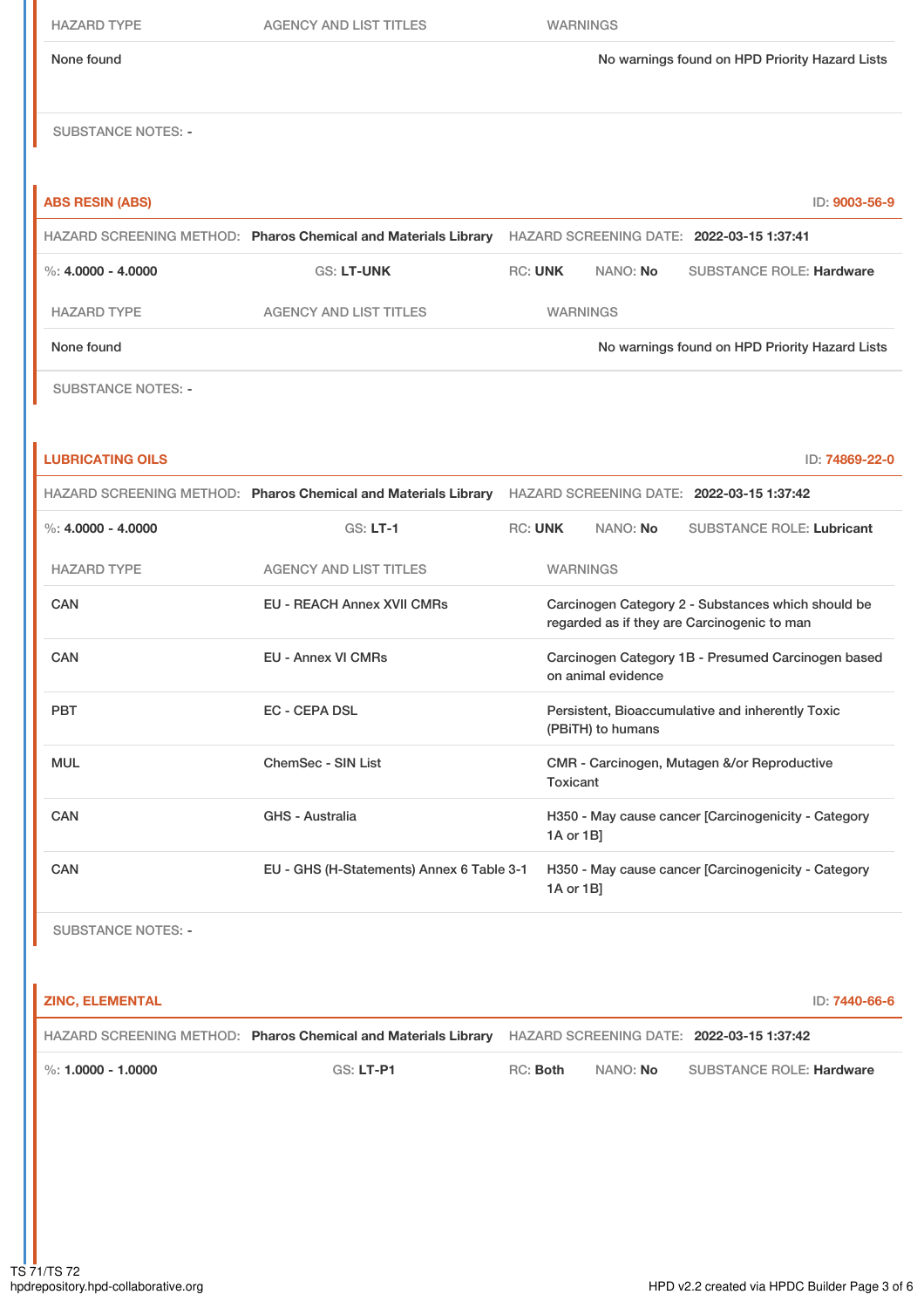| HAZARD TYPE | AGENCY AND LIST TITLES | WARNINGS |
|---|---|---|
| None found | | No warnings found on HPD Priority Hazard Lists |

SUBSTANCE NOTES: -

**ABS RESIN (ABS)** ID: **9003-56-9**

HAZARD SCREENING METHOD: **Pharos Chemical and Materials Library** HAZARD SCREENING DATE: **2022-03-15 1:37:41**

%: **4.0000 - 4.0000** GS: **LT-UNK** RC: **UNK** NANO: **No** SUBSTANCE ROLE: **Hardware**

| HAZARD TYPE | AGENCY AND LIST TITLES | WARNINGS |
|---|---|---|
| None found | | No warnings found on HPD Priority Hazard Lists |

SUBSTANCE NOTES: -

**LUBRICATING OILS** ID: **74869-22-0**

HAZARD SCREENING METHOD: **Pharos Chemical and Materials Library** HAZARD SCREENING DATE: **2022-03-15 1:37:42**

%: **4.0000 - 4.0000** GS: **LT-1** RC: **UNK** NANO: **No** SUBSTANCE ROLE: **Lubricant**

| HAZARD TYPE | AGENCY AND LIST TITLES | WARNINGS |
|---|---|---|
| CAN | EU - REACH Annex XVII CMRs | Carcinogen Category 2 - Substances which should be regarded as if they are Carcinogenic to man |
| CAN | EU - Annex VI CMRs | Carcinogen Category 1B - Presumed Carcinogen based on animal evidence |
| PBT | EC - CEPA DSL | Persistent, Bioaccumulative and inherently Toxic (PBiTH) to humans |
| MUL | ChemSec - SIN List | CMR - Carcinogen, Mutagen &/or Reproductive Toxicant |
| CAN | GHS - Australia | H350 - May cause cancer [Carcinogenicity - Category 1A or 1B] |
| CAN | EU - GHS (H-Statements) Annex 6 Table 3-1 | H350 - May cause cancer [Carcinogenicity - Category 1A or 1B] |

SUBSTANCE NOTES: -

**ZINC, ELEMENTAL** ID: **7440-66-6**

HAZARD SCREENING METHOD: **Pharos Chemical and Materials Library** HAZARD SCREENING DATE: **2022-03-15 1:37:42**

%: **1.0000 - 1.0000** GS: **LT-P1** RC: **Both** NANO: **No** SUBSTANCE ROLE: **Hardware**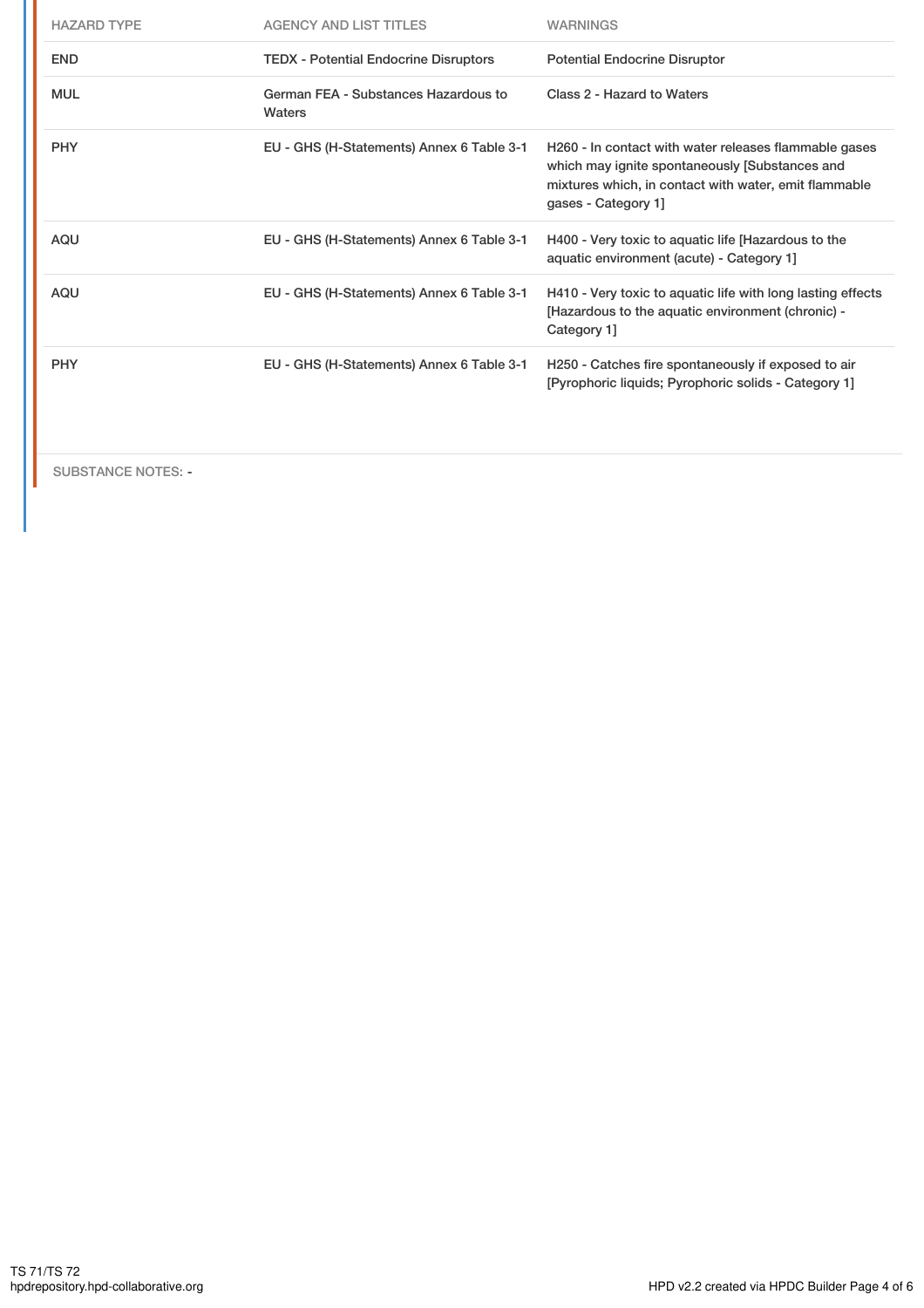| HAZARD TYPE | AGENCY AND LIST TITLES | WARNINGS |
|---|---|---|
| END | TEDX - Potential Endocrine Disruptors | Potential Endocrine Disruptor |
| MUL | German FEA - Substances Hazardous to Waters | Class 2 - Hazard to Waters |
| PHY | EU - GHS (H-Statements) Annex 6 Table 3-1 | H260 - In contact with water releases flammable gases which may ignite spontaneously [Substances and mixtures which, in contact with water, emit flammable gases - Category 1] |
| AQU | EU - GHS (H-Statements) Annex 6 Table 3-1 | H400 - Very toxic to aquatic life [Hazardous to the aquatic environment (acute) - Category 1] |
| AQU | EU - GHS (H-Statements) Annex 6 Table 3-1 | H410 - Very toxic to aquatic life with long lasting effects [Hazardous to the aquatic environment (chronic) - Category 1] |
| PHY | EU - GHS (H-Statements) Annex 6 Table 3-1 | H250 - Catches fire spontaneously if exposed to air [Pyrophoric liquids; Pyrophoric solids - Category 1] |

SUBSTANCE NOTES: -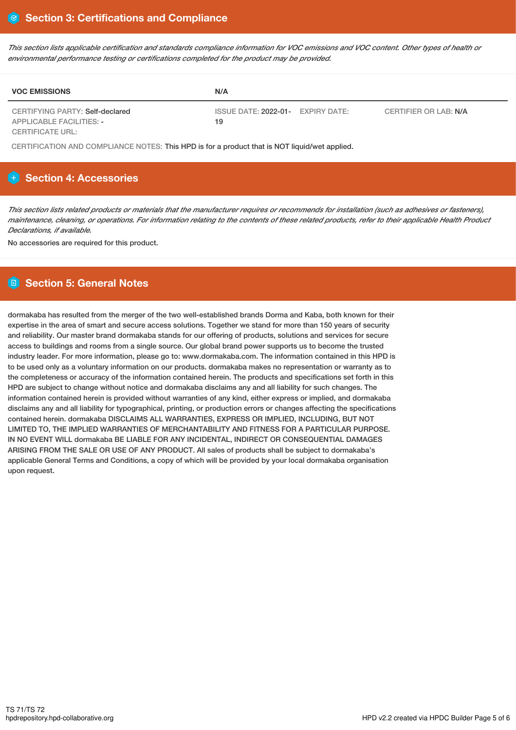## Section 3: Certifications and Compliance

*This section lists applicable certification and standards compliance information for VOC emissions and VOC content. Other types of health or environmental performance testing or certifications completed for the product may be provided.*

| VOC EMISSIONS | N/A | | |
|---|---|---|---|
| CERTIFYING PARTY: Self-declared<br>APPLICABLE FACILITIES: -<br>CERTIFICATE URL: | ISSUE DATE: 2022-01-19 | EXPIRY DATE: | CERTIFIER OR LAB: N/A |

CERTIFICATION AND COMPLIANCE NOTES: This HPD is for a product that is NOT liquid/wet applied.

## Section 4: Accessories

*This section lists related products or materials that the manufacturer requires or recommends for installation (such as adhesives or fasteners), maintenance, cleaning, or operations. For information relating to the contents of these related products, refer to their applicable Health Product Declarations, if available.*

No accessories are required for this product.

## Section 5: General Notes

dormakaba has resulted from the merger of the two well-established brands Dorma and Kaba, both known for their expertise in the area of smart and secure access solutions. Together we stand for more than 150 years of security and reliability. Our master brand dormakaba stands for our offering of products, solutions and services for secure access to buildings and rooms from a single source. Our global brand power supports us to become the trusted industry leader. For more information, please go to: www.dormakaba.com. The information contained in this HPD is to be used only as a voluntary information on our products. dormakaba makes no representation or warranty as to the completeness or accuracy of the information contained herein. The products and specifications set forth in this HPD are subject to change without notice and dormakaba disclaims any and all liability for such changes. The information contained herein is provided without warranties of any kind, either express or implied, and dormakaba disclaims any and all liability for typographical, printing, or production errors or changes affecting the specifications contained herein. dormakaba DISCLAIMS ALL WARRANTIES, EXPRESS OR IMPLIED, INCLUDING, BUT NOT LIMITED TO, THE IMPLIED WARRANTIES OF MERCHANTABILITY AND FITNESS FOR A PARTICULAR PURPOSE. IN NO EVENT WILL dormakaba BE LIABLE FOR ANY INCIDENTAL, INDIRECT OR CONSEQUENTIAL DAMAGES ARISING FROM THE SALE OR USE OF ANY PRODUCT. All sales of products shall be subject to dormakaba's applicable General Terms and Conditions, a copy of which will be provided by your local dormakaba organisation upon request.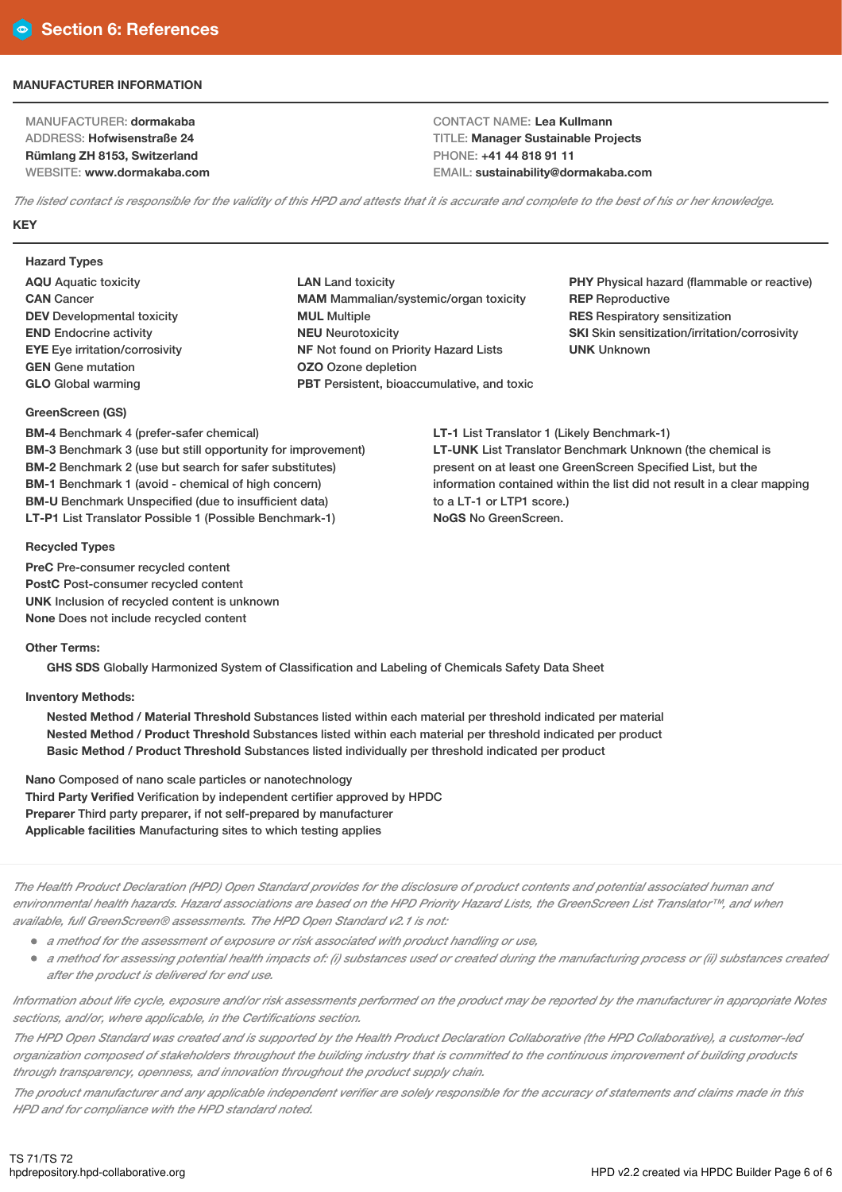## Section 6: References

### MANUFACTURER INFORMATION

MANUFACTURER: **dormakaba**
ADDRESS: **Hofwisenstraße 24**
**Rümlang ZH 8153, Switzerland**
WEBSITE: **www.dormakaba.com**

CONTACT NAME: **Lea Kullmann**
TITLE: **Manager Sustainable Projects**
PHONE: **+41 44 818 91 11**
EMAIL: **sustainability@dormakaba.com**

*The listed contact is responsible for the validity of this HPD and attests that it is accurate and complete to the best of his or her knowledge.*

### KEY

**Hazard Types**

**AQU** Aquatic toxicity
**CAN** Cancer
**DEV** Developmental toxicity
**END** Endocrine activity
**EYE** Eye irritation/corrosivity
**GEN** Gene mutation
**GLO** Global warming
**LAN** Land toxicity
**MAM** Mammalian/systemic/organ toxicity
**MUL** Multiple
**NEU** Neurotoxicity
**NF** Not found on Priority Hazard Lists
**OZO** Ozone depletion
**PBT** Persistent, bioaccumulative, and toxic
**PHY** Physical hazard (flammable or reactive)
**REP** Reproductive
**RES** Respiratory sensitization
**SKI** Skin sensitization/irritation/corrosivity
**UNK** Unknown

**GreenScreen (GS)**

**BM-4** Benchmark 4 (prefer-safer chemical)
**BM-3** Benchmark 3 (use but still opportunity for improvement)
**BM-2** Benchmark 2 (use but search for safer substitutes)
**BM-1** Benchmark 1 (avoid - chemical of high concern)
**BM-U** Benchmark Unspecified (due to insufficient data)
**LT-P1** List Translator Possible 1 (Possible Benchmark-1)
**LT-1** List Translator 1 (Likely Benchmark-1)
**LT-UNK** List Translator Benchmark Unknown (the chemical is present on at least one GreenScreen Specified List, but the information contained within the list did not result in a clear mapping to a LT-1 or LTP1 score.)
**NoGS** No GreenScreen.

**Recycled Types**

**PreC** Pre-consumer recycled content
**PostC** Post-consumer recycled content
**UNK** Inclusion of recycled content is unknown
**None** Does not include recycled content

**Other Terms:**

**GHS SDS** Globally Harmonized System of Classification and Labeling of Chemicals Safety Data Sheet

**Inventory Methods:**

**Nested Method / Material Threshold** Substances listed within each material per threshold indicated per material
**Nested Method / Product Threshold** Substances listed within each material per threshold indicated per product
**Basic Method / Product Threshold** Substances listed individually per threshold indicated per product

**Nano** Composed of nano scale particles or nanotechnology
**Third Party Verified** Verification by independent certifier approved by HPDC
**Preparer** Third party preparer, if not self-prepared by manufacturer
**Applicable facilities** Manufacturing sites to which testing applies

*The Health Product Declaration (HPD) Open Standard provides for the disclosure of product contents and potential associated human and environmental health hazards. Hazard associations are based on the HPD Priority Hazard Lists, the GreenScreen List Translator™, and when available, full GreenScreen® assessments. The HPD Open Standard v2.1 is not:*

- *a method for the assessment of exposure or risk associated with product handling or use,*
- *a method for assessing potential health impacts of: (i) substances used or created during the manufacturing process or (ii) substances created after the product is delivered for end use.*

*Information about life cycle, exposure and/or risk assessments performed on the product may be reported by the manufacturer in appropriate Notes sections, and/or, where applicable, in the Certifications section.*

*The HPD Open Standard was created and is supported by the Health Product Declaration Collaborative (the HPD Collaborative), a customer-led organization composed of stakeholders throughout the building industry that is committed to the continuous improvement of building products through transparency, openness, and innovation throughout the product supply chain.*

*The product manufacturer and any applicable independent verifier are solely responsible for the accuracy of statements and claims made in this HPD and for compliance with the HPD standard noted.*

TS 71/TS 72
hpdrepository.hpd-collaborative.org